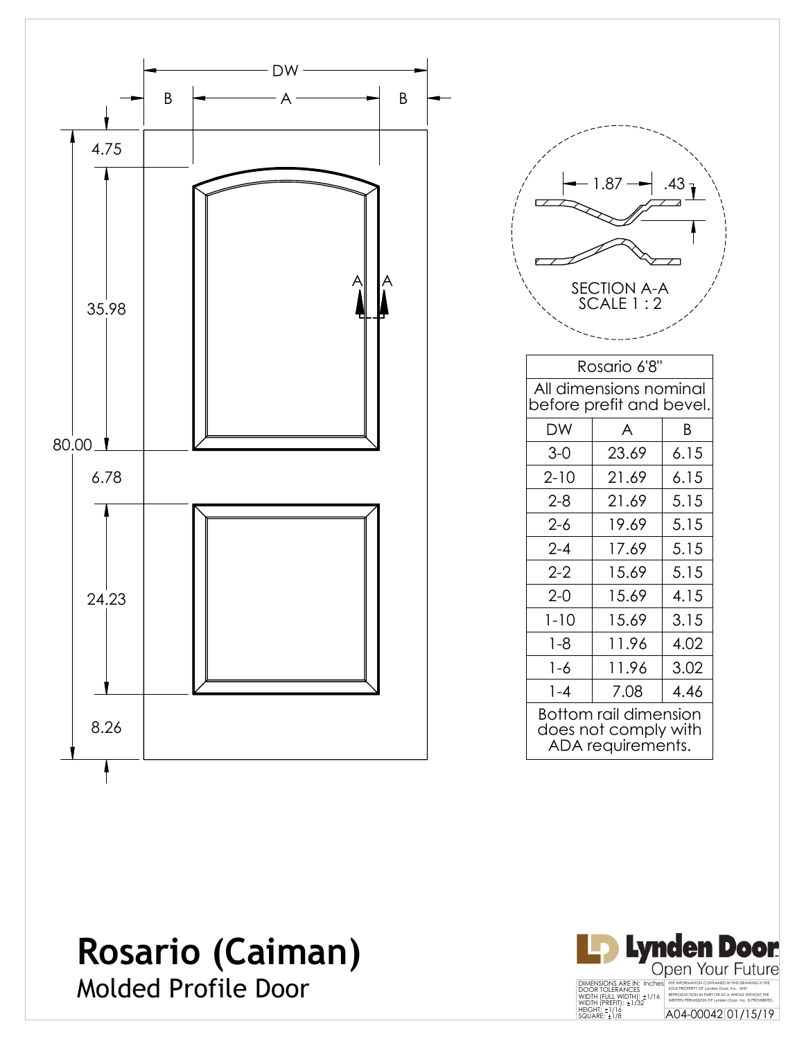# Rosario (Caiman)

## Molded Profile Door

DW

B A B

4.75

35.98

80.00

6.78

24.23

8.26

1.87 .43

SECTION A-A
SCALE 1 : 2

| Rosario 6'8" | | |
|---|---|---|
| All dimensions nominal before prefit and bevel. | | |
| DW | A | B |
| 3-0 | 23.69 | 6.15 |
| 2-10 | 21.69 | 6.15 |
| 2-8 | 21.69 | 5.15 |
| 2-6 | 19.69 | 5.15 |
| 2-4 | 17.69 | 5.15 |
| 2-2 | 15.69 | 5.15 |
| 2-0 | 15.69 | 4.15 |
| 1-10 | 15.69 | 3.15 |
| 1-8 | 11.96 | 4.02 |
| 1-6 | 11.96 | 3.02 |
| 1-4 | 7.08 | 4.46 |
| Bottom rail dimension does not comply with ADA requirements. | | |

Lynden Door
Open Your Future

DIMENSIONS ARE IN: Inches
DOOR TOLERANCES
WIDTH (FULL WIDTH): ±1/16
WIDTH (PREFIT): ±1/32
HEIGHT: ±1/16
SQUARE: ±1/8

THE INFORMATION CONTAINED IN THIS DRAWING IS THE SOLE PROPERTY OF Lynden Door, Inc. ANY REPRODUCTION IN PART OR AS A WHOLE WITHOUT THE WRITTEN PERMISSION OF Lynden Door, Inc. IS PROHIBITED.

A04-00042 01/15/19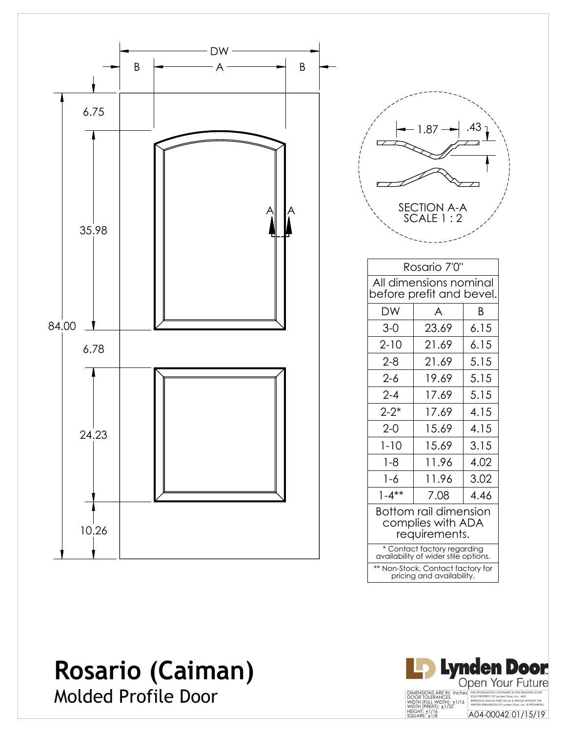# Rosario (Caiman)

## Molded Profile Door

| Rosario 7'0" | | |
|---|---|---|
| All dimensions nominal before prefit and bevel. | | |
| DW | A | B |
| 3-0 | 23.69 | 6.15 |
| 2-10 | 21.69 | 6.15 |
| 2-8 | 21.69 | 5.15 |
| 2-6 | 19.69 | 5.15 |
| 2-4 | 17.69 | 5.15 |
| 2-2* | 17.69 | 4.15 |
| 2-0 | 15.69 | 4.15 |
| 1-10 | 15.69 | 3.15 |
| 1-8 | 11.96 | 4.02 |
| 1-6 | 11.96 | 3.02 |
| 1-4** | 7.08 | 4.46 |
| Bottom rail dimension complies with ADA requirements. | | |
| * Contact factory regarding availability of wider stile options. | | |
| ** Non-Stock, Contact factory for pricing and availability. | | |

Drawing dimensions: DW = B + A + B; height 84.00 (6.75, 35.98, 6.78, 24.23, 10.26).

SECTION A-A
SCALE 1 : 2
(1.87, .43)

Lynden Door — Open Your Future

DIMENSIONS ARE IN: Inches
DOOR TOLERANCES
WIDTH (FULL WIDTH): ±1/16
WIDTH (PREFIT): ±1/32
HEIGHT: ±1/16
SQUARE: ±1/8

THE INFORMATION CONTAINED IN THIS DRAWING IS THE SOLE PROPERTY OF Lynden Door, Inc. ANY REPRODUCTION IN PART OR AS A WHOLE WITHOUT THE WRITTEN PERMISSION OF Lynden Door, Inc. IS PROHIBITED.

A04-00042 01/15/19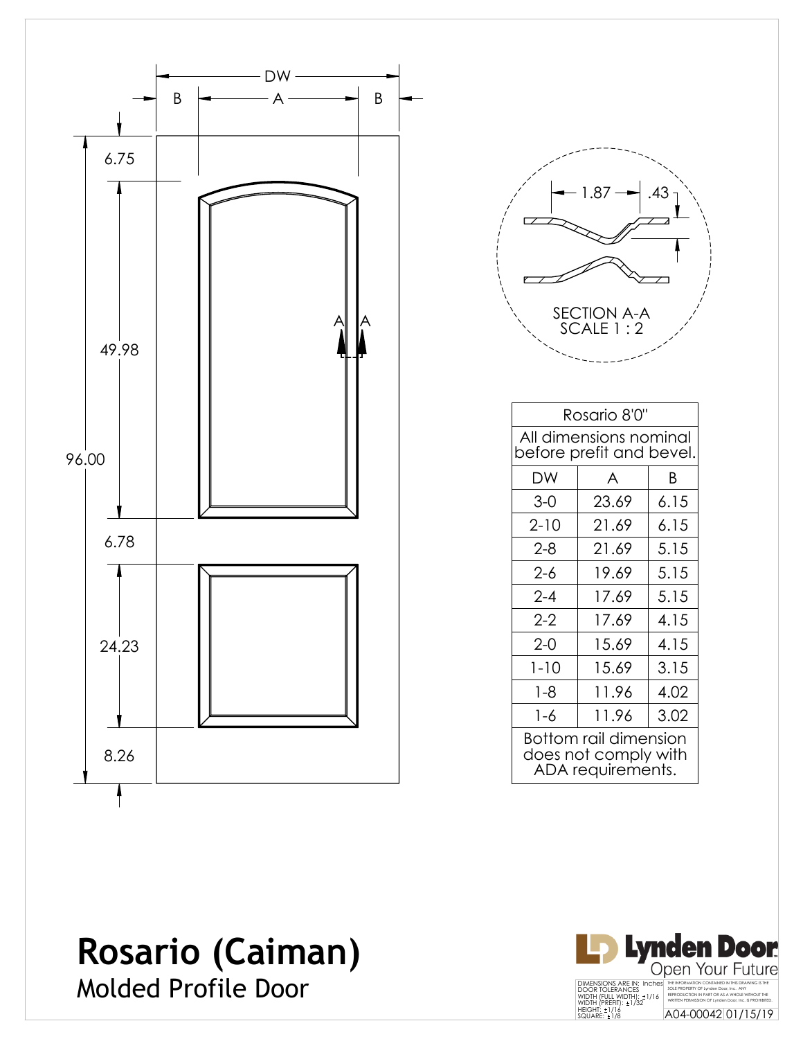DW

B A B

6.75

49.98

96.00

6.78

24.23

8.26

A A

1.87 .43

SECTION A-A
SCALE 1 : 2

| Rosario 8'0" | | |
|---|---|---|
| All dimensions nominal before prefit and bevel. | | |
| DW | A | B |
| 3-0 | 23.69 | 6.15 |
| 2-10 | 21.69 | 6.15 |
| 2-8 | 21.69 | 5.15 |
| 2-6 | 19.69 | 5.15 |
| 2-4 | 17.69 | 5.15 |
| 2-2 | 17.69 | 4.15 |
| 2-0 | 15.69 | 4.15 |
| 1-10 | 15.69 | 3.15 |
| 1-8 | 11.96 | 4.02 |
| 1-6 | 11.96 | 3.02 |
| Bottom rail dimension does not comply with ADA requirements. | | |

# Rosario (Caiman)

## Molded Profile Door

Lynden Door
Open Your Future

DIMENSIONS ARE IN: Inches
DOOR TOLERANCES
WIDTH (FULL WIDTH): ±1/16
WIDTH (PREFIT): ±1/32
HEIGHT: ±1/16
SQUARE: ±1/8

THE INFORMATION CONTAINED IN THIS DRAWING IS THE SOLE PROPERTY OF Lynden Door, Inc. ANY REPRODUCTION IN PART OR AS A WHOLE WITHOUT THE WRITTEN PERMISSION OF Lynden Door, Inc. IS PROHIBITED.

A04-00042 01/15/19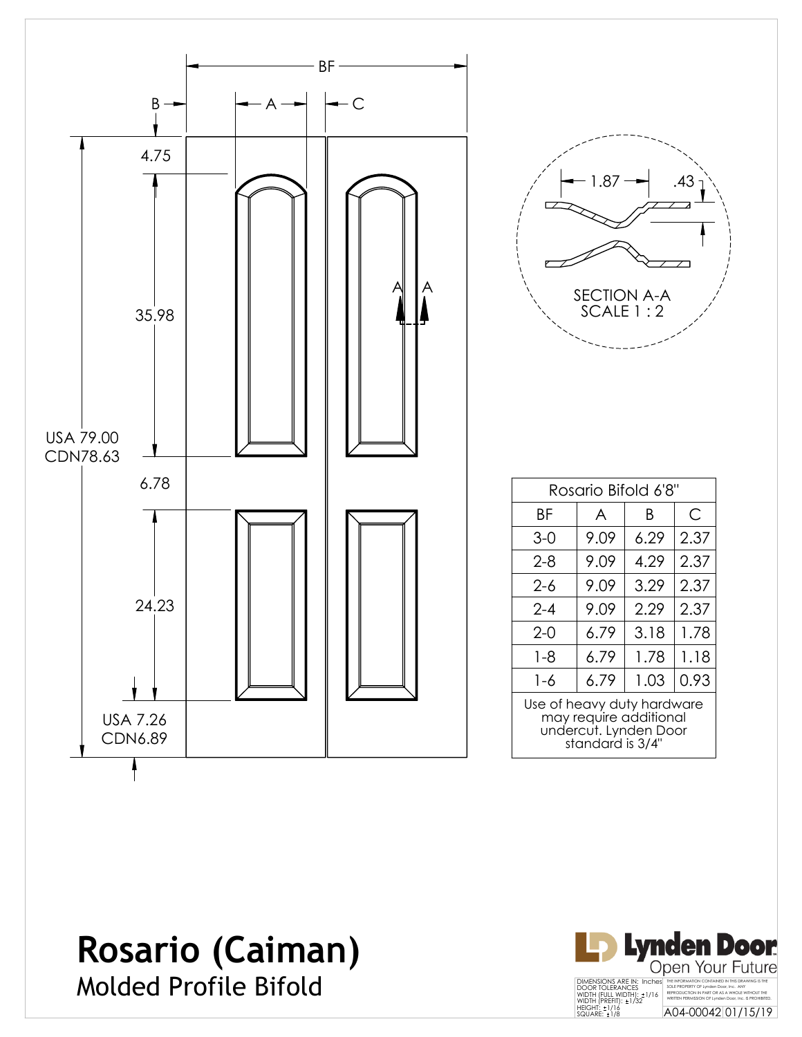BF

B — A — C

4.75

35.98

USA 79.00
CDN78.63

6.78

24.23

USA 7.26
CDN6.89

A A

1.87 .43

SECTION A-A
SCALE 1 : 2

| Rosario Bifold 6'8" | | | |
|---|---|---|---|
| BF | A | B | C |
| 3-0 | 9.09 | 6.29 | 2.37 |
| 2-8 | 9.09 | 4.29 | 2.37 |
| 2-6 | 9.09 | 3.29 | 2.37 |
| 2-4 | 9.09 | 2.29 | 2.37 |
| 2-0 | 6.79 | 3.18 | 1.78 |
| 1-8 | 6.79 | 1.78 | 1.18 |
| 1-6 | 6.79 | 1.03 | 0.93 |
| Use of heavy duty hardware may require additional undercut. Lynden Door standard is 3/4" | | | |

# Rosario (Caiman)

## Molded Profile Bifold

Lynden Door
Open Your Future

DIMENSIONS ARE IN: Inches
DOOR TOLERANCES
WIDTH (FULL WIDTH): ±1/16
WIDTH (PREFIT): ±1/32
HEIGHT: ±1/16
SQUARE: ±1/8

THE INFORMATION CONTAINED IN THIS DRAWING IS THE SOLE PROPERTY OF Lynden Door, Inc. ANY REPRODUCTION IN PART OR AS A WHOLE WITHOUT THE WRITTEN PERMISSION OF Lynden Door, Inc. IS PROHIBITED.

A04-00042 01/15/19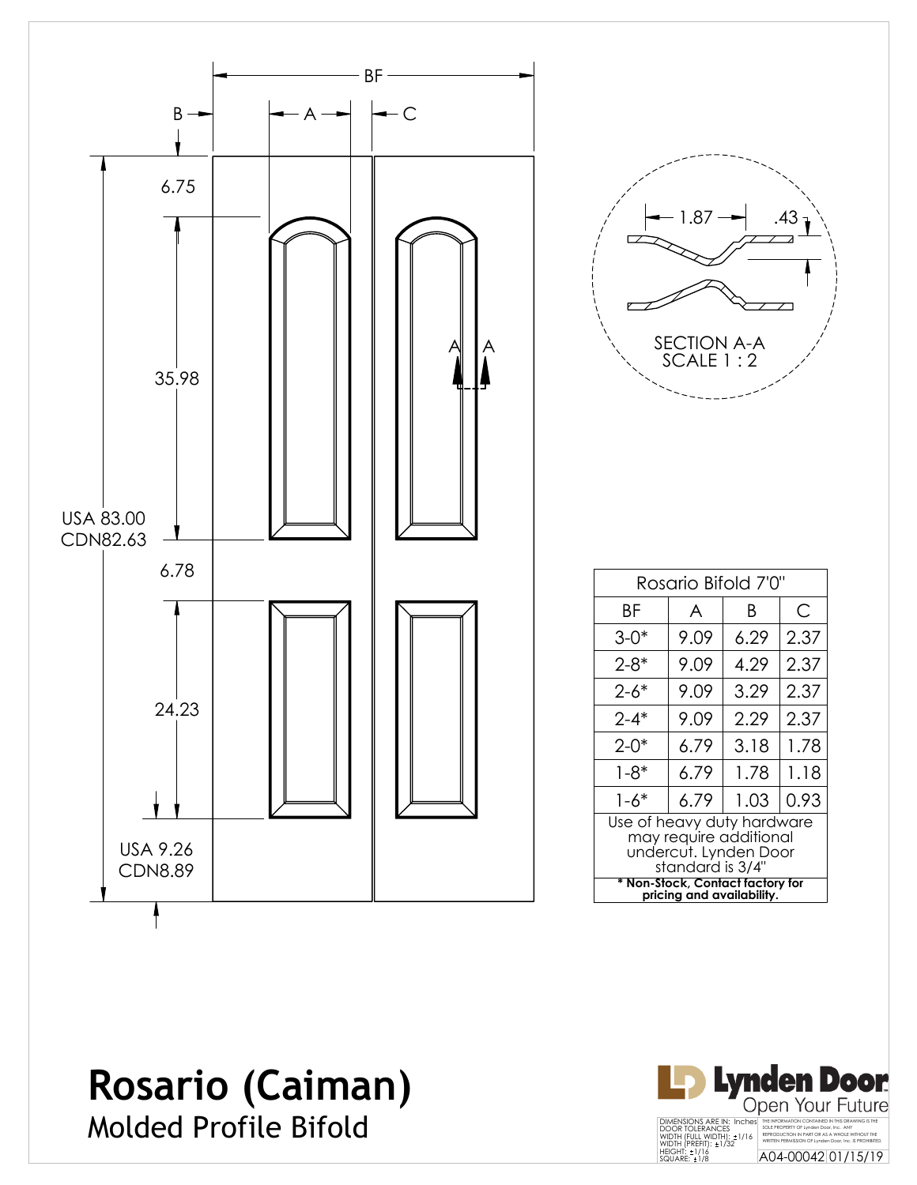BF

B A C

6.75

35.98

USA 83.00
CDN82.63

6.78

24.23

USA 9.26
CDN8.89

A A

1.87 .43

SECTION A-A
SCALE 1 : 2

| Rosario Bifold 7'0" | | | |
|---|---|---|---|
| BF | A | B | C |
| 3-0* | 9.09 | 6.29 | 2.37 |
| 2-8* | 9.09 | 4.29 | 2.37 |
| 2-6* | 9.09 | 3.29 | 2.37 |
| 2-4* | 9.09 | 2.29 | 2.37 |
| 2-0* | 6.79 | 3.18 | 1.78 |
| 1-8* | 6.79 | 1.78 | 1.18 |
| 1-6* | 6.79 | 1.03 | 0.93 |
| Use of heavy duty hardware may require additional undercut. Lynden Door standard is 3/4" | | | |
| **\* Non-Stock, Contact factory for pricing and availability.** | | | |

# Rosario (Caiman)

## Molded Profile Bifold

Lynden Door
Open Your Future

DIMENSIONS ARE IN: Inches
DOOR TOLERANCES
WIDTH (FULL WIDTH): ±1/16
WIDTH (PREFIT): ±1/32
HEIGHT: ±1/16
SQUARE: ±1/8

THE INFORMATION CONTAINED IN THIS DRAWING IS THE SOLE PROPERTY OF Lynden Door, Inc. ANY REPRODUCTION IN PART OR AS A WHOLE WITHOUT THE WRITTEN PERMISSION OF Lynden Door, Inc. IS PROHIBITED.

A04-00042 01/15/19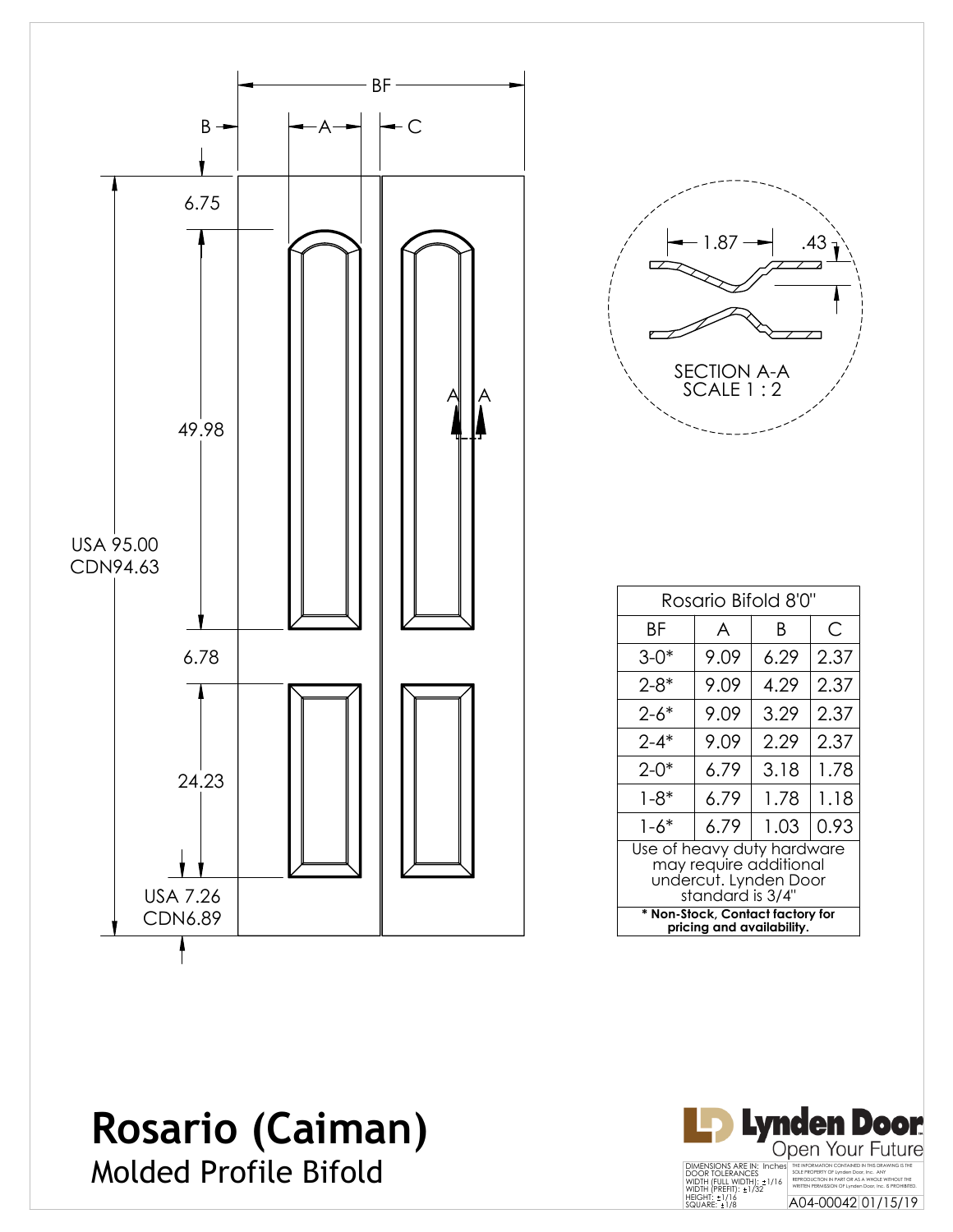BF

B

A

C

6.75

49.98

USA 95.00
CDN94.63

6.78

24.23

USA 7.26
CDN6.89

A A

1.87

.43

SECTION A-A
SCALE 1 : 2

| Rosario Bifold 8'0" | | | |
|---|---|---|---|
| BF | A | B | C |
| 3-0* | 9.09 | 6.29 | 2.37 |
| 2-8* | 9.09 | 4.29 | 2.37 |
| 2-6* | 9.09 | 3.29 | 2.37 |
| 2-4* | 9.09 | 2.29 | 2.37 |
| 2-0* | 6.79 | 3.18 | 1.78 |
| 1-8* | 6.79 | 1.78 | 1.18 |
| 1-6* | 6.79 | 1.03 | 0.93 |
| Use of heavy duty hardware may require additional undercut. Lynden Door standard is 3/4" | | | |
| **\* Non-Stock, Contact factory for pricing and availability.** | | | |

# Rosario (Caiman)

## Molded Profile Bifold

Lynden Door
Open Your Future

DIMENSIONS ARE IN: Inches
DOOR TOLERANCES
WIDTH (FULL WIDTH): ±1/16
WIDTH (PREFIT): ±1/32
HEIGHT: ±1/16
SQUARE: ±1/8

THE INFORMATION CONTAINED IN THIS DRAWING IS THE SOLE PROPERTY OF Lynden Door, Inc. ANY REPRODUCTION IN PART OR AS A WHOLE WITHOUT THE WRITTEN PERMISSION OF Lynden Door, Inc. IS PROHIBITED.

A04-00042 01/15/19